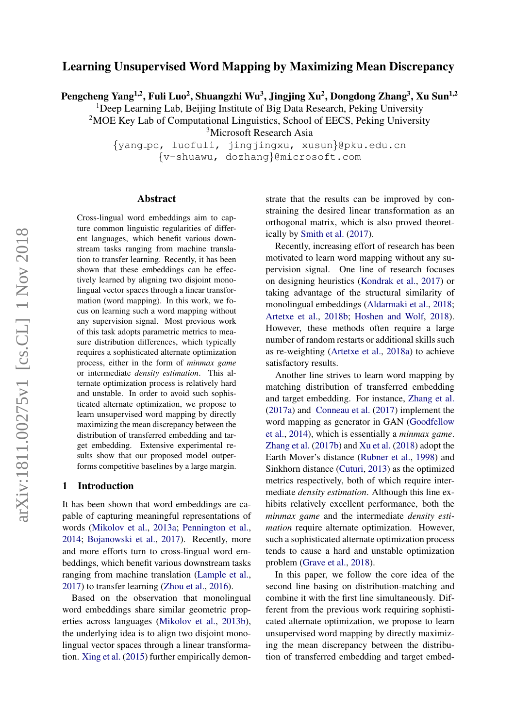# Learning Unsupervised Word Mapping by Maximizing Mean Discrepancy

**Pengcheng Yang[1,2], Fuli Luo[2], Shuangzhi Wu[3], Jingjing Xu[2], Dongdong Zhang[3], Xu Sun[1,2]**

[1]Deep Learning Lab, Beijing Institute of Big Data Research, Peking University
[2]MOE Key Lab of Computational Linguistics, School of EECS, Peking University
[3]Microsoft Research Asia

{yang_pc, luofuli, jingjingxu, xusun}@pku.edu.cn
{v-shuawu, dozhang}@microsoft.com

## Abstract

Cross-lingual word embeddings aim to capture common linguistic regularities of different languages, which benefit various downstream tasks ranging from machine translation to transfer learning. Recently, it has been shown that these embeddings can be effectively learned by aligning two disjoint monolingual vector spaces through a linear transformation (word mapping). In this work, we focus on learning such a word mapping without any supervision signal. Most previous work of this task adopts parametric metrics to measure distribution differences, which typically requires a sophisticated alternate optimization process, either in the form of *minmax game* or intermediate *density estimation*. This alternate optimization process is relatively hard and unstable. In order to avoid such sophisticated alternate optimization, we propose to learn unsupervised word mapping by directly maximizing the mean discrepancy between the distribution of transferred embedding and target embedding. Extensive experimental results show that our proposed model outperforms competitive baselines by a large margin.

## 1 Introduction

It has been shown that word embeddings are capable of capturing meaningful representations of words (Mikolov et al., 2013a; Pennington et al., 2014; Bojanowski et al., 2017). Recently, more and more efforts turn to cross-lingual word embeddings, which benefit various downstream tasks ranging from machine translation (Lample et al., 2017) to transfer learning (Zhou et al., 2016).

Based on the observation that monolingual word embeddings share similar geometric properties across languages (Mikolov et al., 2013b), the underlying idea is to align two disjoint monolingual vector spaces through a linear transformation. Xing et al. (2015) further empirically demonstrate that the results can be improved by constraining the desired linear transformation as an orthogonal matrix, which is also proved theoretically by Smith et al. (2017).

Recently, increasing effort of research has been motivated to learn word mapping without any supervision signal. One line of research focuses on designing heuristics (Kondrak et al., 2017) or taking advantage of the structural similarity of monolingual embeddings (Aldarmaki et al., 2018; Artetxe et al., 2018b; Hoshen and Wolf, 2018). However, these methods often require a large number of random restarts or additional skills such as re-weighting (Artetxe et al., 2018a) to achieve satisfactory results.

Another line strives to learn word mapping by matching distribution of transferred embedding and target embedding. For instance, Zhang et al. (2017a) and Conneau et al. (2017) implement the word mapping as generator in GAN (Goodfellow et al., 2014), which is essentially a *minmax game*. Zhang et al. (2017b) and Xu et al. (2018) adopt the Earth Mover's distance (Rubner et al., 1998) and Sinkhorn distance (Cuturi, 2013) as the optimized metrics respectively, both of which require intermediate *density estimation*. Although this line exhibits relatively excellent performance, both the *minmax game* and the intermediate *density estimation* require alternate optimization. However, such a sophisticated alternate optimization process tends to cause a hard and unstable optimization problem (Grave et al., 2018).

In this paper, we follow the core idea of the second line basing on distribution-matching and combine it with the first line simultaneously. Different from the previous work requiring sophisticated alternate optimization, we propose to learn unsupervised word mapping by directly maximizing the mean discrepancy between the distribution of transferred embedding and target embed-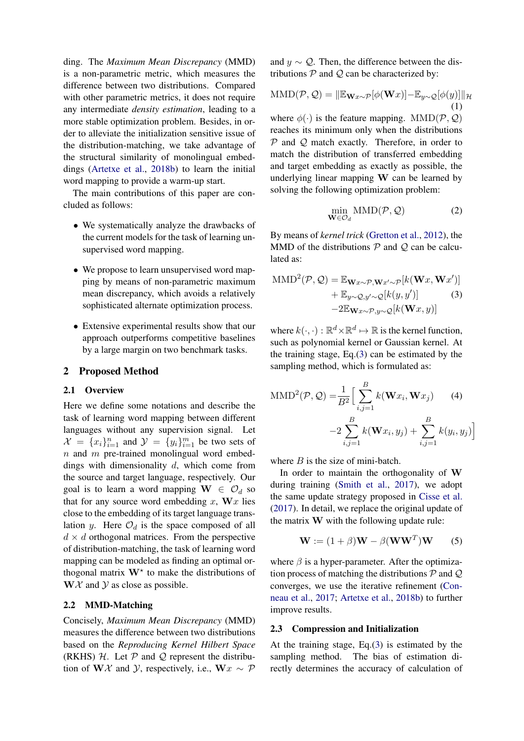ding. The *Maximum Mean Discrepancy* (MMD) is a non-parametric metric, which measures the difference between two distributions. Compared with other parametric metrics, it does not require any intermediate *density estimation*, leading to a more stable optimization problem. Besides, in order to alleviate the initialization sensitive issue of the distribution-matching, we take advantage of the structural similarity of monolingual embeddings (Artetxe et al., 2018b) to learn the initial word mapping to provide a warm-up start.

The main contributions of this paper are concluded as follows:

- We systematically analyze the drawbacks of the current models for the task of learning unsupervised word mapping.
- We propose to learn unsupervised word mapping by means of non-parametric maximum mean discrepancy, which avoids a relatively sophisticated alternate optimization process.
- Extensive experimental results show that our approach outperforms competitive baselines by a large margin on two benchmark tasks.

## 2 Proposed Method

### 2.1 Overview

Here we define some notations and describe the task of learning word mapping between different languages without any supervision signal. Let $\mathcal{X} = \{x_i\}_{i=1}^{n}$ and $\mathcal{Y} = \{y_i\}_{i=1}^{m}$ be two sets of $n$ and $m$ pre-trained monolingual word embeddings with dimensionality $d$, which come from the source and target language, respectively. Our goal is to learn a word mapping $\mathbf{W} \in \mathcal{O}_d$ so that for any source word embedding $x$, $\mathbf{W}x$ lies close to the embedding of its target language translation $y$. Here $\mathcal{O}_d$ is the space composed of all $d \times d$ orthogonal matrices. From the perspective of distribution-matching, the task of learning word mapping can be modeled as finding an optimal orthogonal matrix $\mathbf{W}^{\star}$ to make the distributions of $\mathbf{W}\mathcal{X}$ and $\mathcal{Y}$ as close as possible.

### 2.2 MMD-Matching

Concisely, *Maximum Mean Discrepancy* (MMD) measures the difference between two distributions based on the *Reproducing Kernel Hilbert Space* (RKHS) $\mathcal{H}$. Let $\mathcal{P}$ and $\mathcal{Q}$ represent the distribution of $\mathbf{W}\mathcal{X}$ and $\mathcal{Y}$, respectively, i.e., $\mathbf{W}x \sim \mathcal{P}$ and $y \sim \mathcal{Q}$. Then, the difference between the distributions $\mathcal{P}$ and $\mathcal{Q}$ can be characterized by:

$$\mathrm{MMD}(\mathcal{P}, \mathcal{Q}) = \|\mathbb{E}_{\mathbf{W}x \sim \mathcal{P}}[\phi(\mathbf{W}x)] - \mathbb{E}_{y \sim \mathcal{Q}}[\phi(y)]\|_{\mathcal{H}} \tag{1}$$

where $\phi(\cdot)$ is the feature mapping. $\mathrm{MMD}(\mathcal{P}, \mathcal{Q})$ reaches its minimum only when the distributions $\mathcal{P}$ and $\mathcal{Q}$ match exactly. Therefore, in order to match the distribution of transferred embedding and target embedding as exactly as possible, the underlying linear mapping $\mathbf{W}$ can be learned by solving the following optimization problem:

$$\min_{\mathbf{W} \in \mathcal{O}_d} \mathrm{MMD}(\mathcal{P}, \mathcal{Q}) \tag{2}$$

By means of *kernel trick* (Gretton et al., 2012), the MMD of the distributions $\mathcal{P}$ and $\mathcal{Q}$ can be calculated as:

$$\begin{aligned} \mathrm{MMD}^2(\mathcal{P}, \mathcal{Q}) = & \ \mathbb{E}_{\mathbf{W}x \sim \mathcal{P}, \mathbf{W}x' \sim \mathcal{P}}[k(\mathbf{W}x, \mathbf{W}x')] \\ & + \mathbb{E}_{y \sim \mathcal{Q}, y' \sim \mathcal{Q}}[k(y, y')] \\ & - 2\mathbb{E}_{\mathbf{W}x \sim \mathcal{P}, y \sim \mathcal{Q}}[k(\mathbf{W}x, y)] \end{aligned} \tag{3}$$

where $k(\cdot, \cdot) : \mathbb{R}^d \times \mathbb{R}^d \mapsto \mathbb{R}$ is the kernel function, such as polynomial kernel or Gaussian kernel. At the training stage, Eq.(3) can be estimated by the sampling method, which is formulated as:

$$\begin{aligned} \mathrm{MMD}^2(\mathcal{P}, \mathcal{Q}) = & \frac{1}{B^2}\Big[\sum_{i,j=1}^{B} k(\mathbf{W}x_i, \mathbf{W}x_j) \\ & -2\sum_{i,j=1}^{B} k(\mathbf{W}x_i, y_j) + \sum_{i,j=1}^{B} k(y_i, y_j)\Big] \end{aligned} \tag{4}$$

where $B$ is the size of mini-batch.

In order to maintain the orthogonality of $\mathbf{W}$ during training (Smith et al., 2017), we adopt the same update strategy proposed in Cisse et al. (2017). In detail, we replace the original update of the matrix $\mathbf{W}$ with the following update rule:

$$\mathbf{W} := (1 + \beta)\mathbf{W} - \beta(\mathbf{W}\mathbf{W}^T)\mathbf{W} \tag{5}$$

where $\beta$ is a hyper-parameter. After the optimization process of matching the distributions $\mathcal{P}$ and $\mathcal{Q}$ converges, we use the iterative refinement (Conneau et al., 2017; Artetxe et al., 2018b) to further improve results.

### 2.3 Compression and Initialization

At the training stage, Eq.(3) is estimated by the sampling method. The bias of estimation directly determines the accuracy of calculation of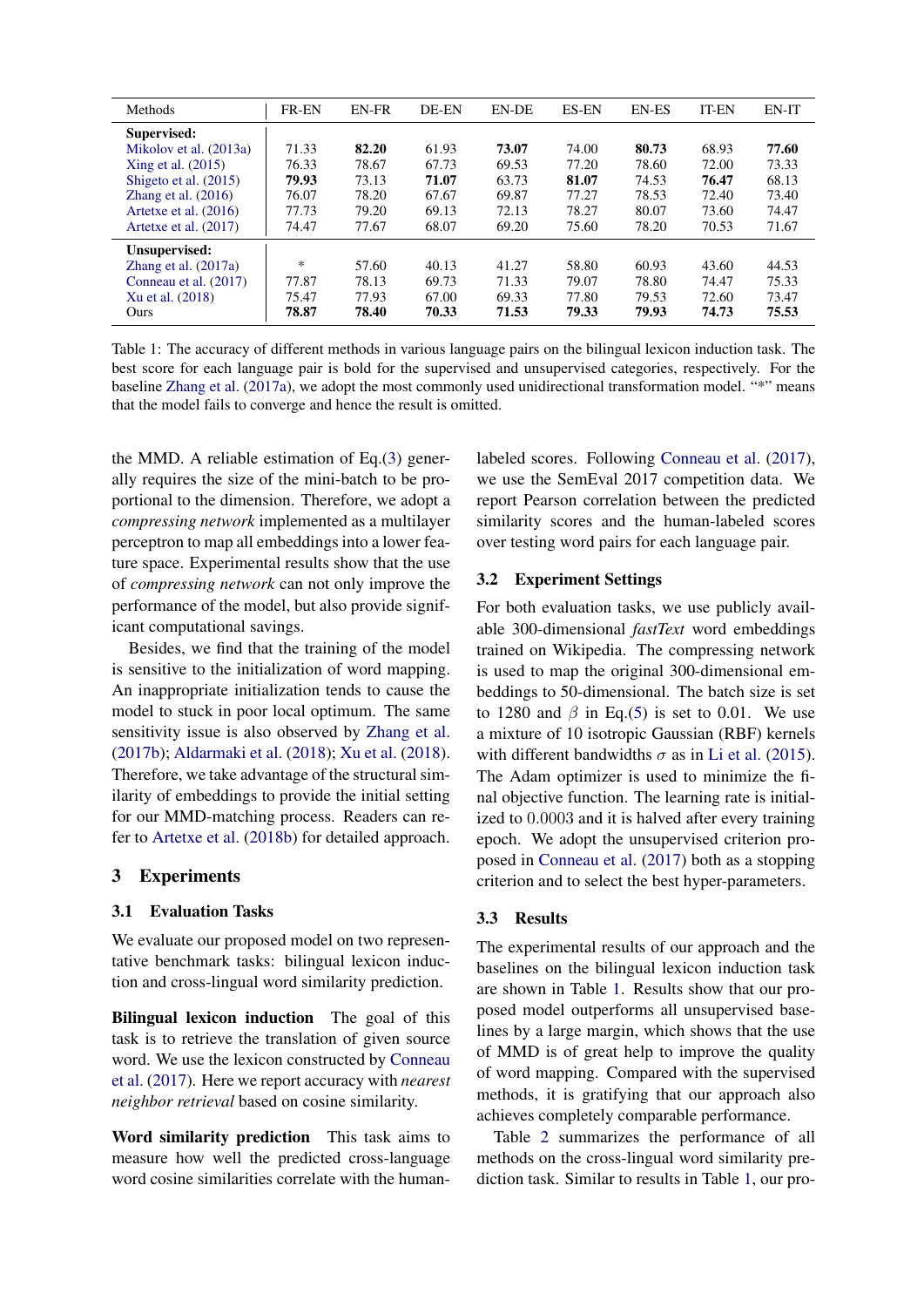| Methods | FR-EN | EN-FR | DE-EN | EN-DE | ES-EN | EN-ES | IT-EN | EN-IT |
|---|---|---|---|---|---|---|---|---|
| **Supervised:** | | | | | | | | |
| Mikolov et al. (2013a) | 71.33 | **82.20** | 61.93 | **73.07** | 74.00 | **80.73** | 68.93 | **77.60** |
| Xing et al. (2015) | 76.33 | 78.67 | 67.73 | 69.53 | 77.20 | 78.60 | 72.00 | 73.33 |
| Shigeto et al. (2015) | **79.93** | 73.13 | **71.07** | 63.73 | **81.07** | 74.53 | **76.47** | 68.13 |
| Zhang et al. (2016) | 76.07 | 78.20 | 67.67 | 69.87 | 77.27 | 78.53 | 72.40 | 73.40 |
| Artetxe et al. (2016) | 77.73 | 79.20 | 69.13 | 72.13 | 78.27 | 80.07 | 73.60 | 74.47 |
| Artetxe et al. (2017) | 74.47 | 77.67 | 68.07 | 69.20 | 75.60 | 78.20 | 70.53 | 71.67 |
| **Unsupervised:** | | | | | | | | |
| Zhang et al. (2017a) | * | 57.60 | 40.13 | 41.27 | 58.80 | 60.93 | 43.60 | 44.53 |
| Conneau et al. (2017) | 77.87 | 78.13 | 69.73 | 71.33 | 79.07 | 78.80 | 74.47 | 75.33 |
| Xu et al. (2018) | 75.47 | 77.93 | 67.00 | 69.33 | 77.80 | 79.53 | 72.60 | 73.47 |
| Ours | **78.87** | **78.40** | **70.33** | **71.53** | **79.33** | **79.93** | **74.73** | **75.53** |

Table 1: The accuracy of different methods in various language pairs on the bilingual lexicon induction task. The best score for each language pair is bold for the supervised and unsupervised categories, respectively. For the baseline Zhang et al. (2017a), we adopt the most commonly used unidirectional transformation model. "*" means that the model fails to converge and hence the result is omitted.

the MMD. A reliable estimation of Eq.(3) generally requires the size of the mini-batch to be proportional to the dimension. Therefore, we adopt a *compressing network* implemented as a multilayer perceptron to map all embeddings into a lower feature space. Experimental results show that the use of *compressing network* can not only improve the performance of the model, but also provide significant computational savings.

Besides, we find that the training of the model is sensitive to the initialization of word mapping. An inappropriate initialization tends to cause the model to stuck in poor local optimum. The same sensitivity issue is also observed by Zhang et al. (2017b); Aldarmaki et al. (2018); Xu et al. (2018). Therefore, we take advantage of the structural similarity of embeddings to provide the initial setting for our MMD-matching process. Readers can refer to Artetxe et al. (2018b) for detailed approach.

## 3 Experiments

### 3.1 Evaluation Tasks

We evaluate our proposed model on two representative benchmark tasks: bilingual lexicon induction and cross-lingual word similarity prediction.

**Bilingual lexicon induction** The goal of this task is to retrieve the translation of given source word. We use the lexicon constructed by Conneau et al. (2017). Here we report accuracy with *nearest neighbor retrieval* based on cosine similarity.

**Word similarity prediction** This task aims to measure how well the predicted cross-language word cosine similarities correlate with the human-labeled scores. Following Conneau et al. (2017), we use the SemEval 2017 competition data. We report Pearson correlation between the predicted similarity scores and the human-labeled scores over testing word pairs for each language pair.

### 3.2 Experiment Settings

For both evaluation tasks, we use publicly available 300-dimensional *fastText* word embeddings trained on Wikipedia. The compressing network is used to map the original 300-dimensional embeddings to 50-dimensional. The batch size is set to 1280 and $\beta$ in Eq.(5) is set to 0.01. We use a mixture of 10 isotropic Gaussian (RBF) kernels with different bandwidths $\sigma$ as in Li et al. (2015). The Adam optimizer is used to minimize the final objective function. The learning rate is initialized to $0.0003$ and it is halved after every training epoch. We adopt the unsupervised criterion proposed in Conneau et al. (2017) both as a stopping criterion and to select the best hyper-parameters.

### 3.3 Results

The experimental results of our approach and the baselines on the bilingual lexicon induction task are shown in Table 1. Results show that our proposed model outperforms all unsupervised baselines by a large margin, which shows that the use of MMD is of great help to improve the quality of word mapping. Compared with the supervised methods, it is gratifying that our approach also achieves completely comparable performance.

Table 2 summarizes the performance of all methods on the cross-lingual word similarity prediction task. Similar to results in Table 1, our pro-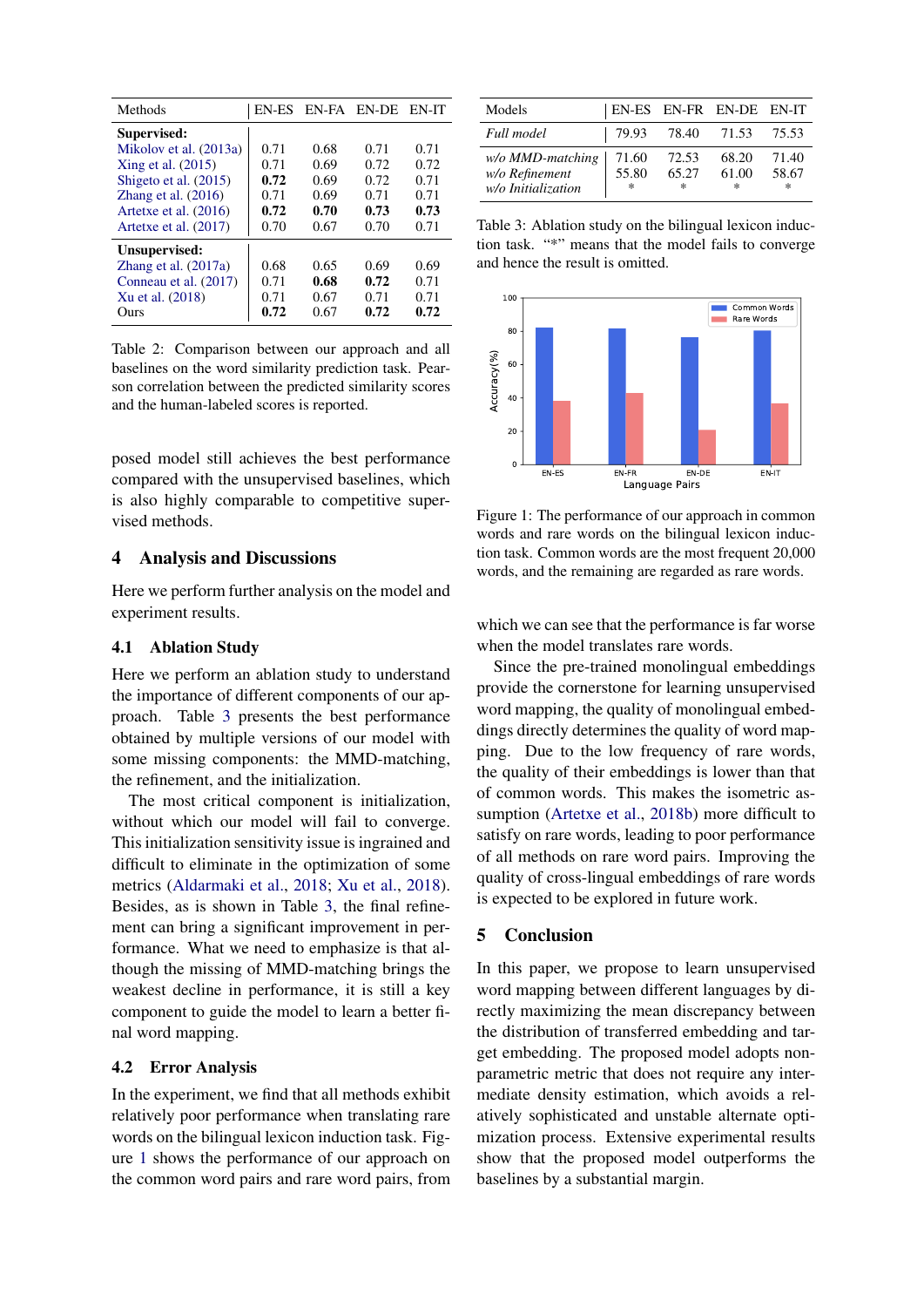| Methods | EN-ES | EN-FA | EN-DE | EN-IT |
|---|---|---|---|---|
| **Supervised:** | | | | |
| Mikolov et al. (2013a) | 0.71 | 0.68 | 0.71 | 0.71 |
| Xing et al. (2015) | 0.71 | 0.69 | 0.72 | 0.72 |
| Shigeto et al. (2015) | **0.72** | 0.69 | 0.72 | 0.71 |
| Zhang et al. (2016) | 0.71 | 0.69 | 0.71 | 0.71 |
| Artetxe et al. (2016) | **0.72** | **0.70** | **0.73** | **0.73** |
| Artetxe et al. (2017) | 0.70 | 0.67 | 0.70 | 0.71 |
| **Unsupervised:** | | | | |
| Zhang et al. (2017a) | 0.68 | 0.65 | 0.69 | 0.69 |
| Conneau et al. (2017) | 0.71 | **0.68** | **0.72** | 0.71 |
| Xu et al. (2018) | 0.71 | 0.67 | 0.71 | 0.71 |
| Ours | **0.72** | 0.67 | **0.72** | **0.72** |

Table 2: Comparison between our approach and all baselines on the word similarity prediction task. Pearson correlation between the predicted similarity scores and the human-labeled scores is reported.

posed model still achieves the best performance compared with the unsupervised baselines, which is also highly comparable to competitive supervised methods.

## 4 Analysis and Discussions

Here we perform further analysis on the model and experiment results.

### 4.1 Ablation Study

Here we perform an ablation study to understand the importance of different components of our approach. Table 3 presents the best performance obtained by multiple versions of our model with some missing components: the MMD-matching, the refinement, and the initialization.

The most critical component is initialization, without which our model will fail to converge. This initialization sensitivity issue is ingrained and difficult to eliminate in the optimization of some metrics (Aldarmaki et al., 2018; Xu et al., 2018). Besides, as is shown in Table 3, the final refinement can bring a significant improvement in performance. What we need to emphasize is that although the missing of MMD-matching brings the weakest decline in performance, it is still a key component to guide the model to learn a better final word mapping.

### 4.2 Error Analysis

In the experiment, we find that all methods exhibit relatively poor performance when translating rare words on the bilingual lexicon induction task. Figure 1 shows the performance of our approach on the common word pairs and rare word pairs, from

| Models | EN-ES | EN-FR | EN-DE | EN-IT |
|---|---|---|---|---|
| *Full model* | 79.93 | 78.40 | 71.53 | 75.53 |
| *w/o MMD-matching* | 71.60 | 72.53 | 68.20 | 71.40 |
| *w/o Refinement* | 55.80 | 65.27 | 61.00 | 58.67 |
| *w/o Initialization* | * | * | * | * |

Table 3: Ablation study on the bilingual lexicon induction task. "*" means that the model fails to converge and hence the result is omitted.

Figure 1: The performance of our approach in common words and rare words on the bilingual lexicon induction task. Common words are the most frequent 20,000 words, and the remaining are regarded as rare words.

which we can see that the performance is far worse when the model translates rare words.

Since the pre-trained monolingual embeddings provide the cornerstone for learning unsupervised word mapping, the quality of monolingual embeddings directly determines the quality of word mapping. Due to the low frequency of rare words, the quality of their embeddings is lower than that of common words. This makes the isometric assumption (Artetxe et al., 2018b) more difficult to satisfy on rare words, leading to poor performance of all methods on rare word pairs. Improving the quality of cross-lingual embeddings of rare words is expected to be explored in future work.

## 5 Conclusion

In this paper, we propose to learn unsupervised word mapping between different languages by directly maximizing the mean discrepancy between the distribution of transferred embedding and target embedding. The proposed model adopts non-parametric metric that does not require any intermediate density estimation, which avoids a relatively sophisticated and unstable alternate optimization process. Extensive experimental results show that the proposed model outperforms the baselines by a substantial margin.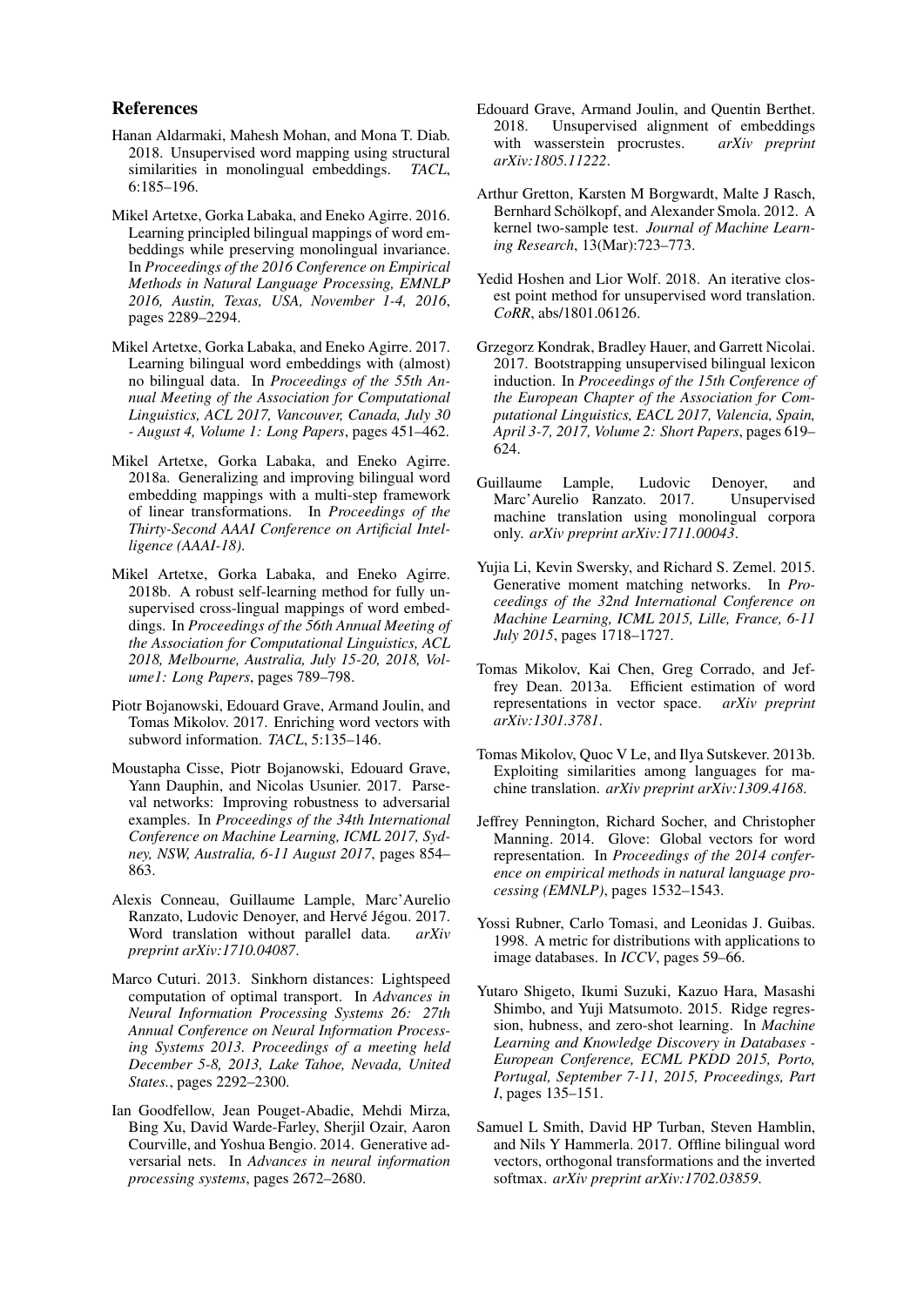## References

Hanan Aldarmaki, Mahesh Mohan, and Mona T. Diab. 2018. Unsupervised word mapping using structural similarities in monolingual embeddings. *TACL*, 6:185–196.

Mikel Artetxe, Gorka Labaka, and Eneko Agirre. 2016. Learning principled bilingual mappings of word embeddings while preserving monolingual invariance. In *Proceedings of the 2016 Conference on Empirical Methods in Natural Language Processing, EMNLP 2016, Austin, Texas, USA, November 1-4, 2016*, pages 2289–2294.

Mikel Artetxe, Gorka Labaka, and Eneko Agirre. 2017. Learning bilingual word embeddings with (almost) no bilingual data. In *Proceedings of the 55th Annual Meeting of the Association for Computational Linguistics, ACL 2017, Vancouver, Canada, July 30 - August 4, Volume 1: Long Papers*, pages 451–462.

Mikel Artetxe, Gorka Labaka, and Eneko Agirre. 2018a. Generalizing and improving bilingual word embedding mappings with a multi-step framework of linear transformations. In *Proceedings of the Thirty-Second AAAI Conference on Artificial Intelligence (AAAI-18)*.

Mikel Artetxe, Gorka Labaka, and Eneko Agirre. 2018b. A robust self-learning method for fully unsupervised cross-lingual mappings of word embeddings. In *Proceedings of the 56th Annual Meeting of the Association for Computational Linguistics, ACL 2018, Melbourne, Australia, July 15-20, 2018, Volume1: Long Papers*, pages 789–798.

Piotr Bojanowski, Edouard Grave, Armand Joulin, and Tomas Mikolov. 2017. Enriching word vectors with subword information. *TACL*, 5:135–146.

Moustapha Cisse, Piotr Bojanowski, Edouard Grave, Yann Dauphin, and Nicolas Usunier. 2017. Parseval networks: Improving robustness to adversarial examples. In *Proceedings of the 34th International Conference on Machine Learning, ICML 2017, Sydney, NSW, Australia, 6-11 August 2017*, pages 854–863.

Alexis Conneau, Guillaume Lample, Marc'Aurelio Ranzato, Ludovic Denoyer, and Hervé Jégou. 2017. Word translation without parallel data. *arXiv preprint arXiv:1710.04087*.

Marco Cuturi. 2013. Sinkhorn distances: Lightspeed computation of optimal transport. In *Advances in Neural Information Processing Systems 26: 27th Annual Conference on Neural Information Processing Systems 2013. Proceedings of a meeting held December 5-8, 2013, Lake Tahoe, Nevada, United States.*, pages 2292–2300.

Ian Goodfellow, Jean Pouget-Abadie, Mehdi Mirza, Bing Xu, David Warde-Farley, Sherjil Ozair, Aaron Courville, and Yoshua Bengio. 2014. Generative adversarial nets. In *Advances in neural information processing systems*, pages 2672–2680.

Edouard Grave, Armand Joulin, and Quentin Berthet. 2018. Unsupervised alignment of embeddings with wasserstein procrustes. *arXiv preprint arXiv:1805.11222*.

Arthur Gretton, Karsten M Borgwardt, Malte J Rasch, Bernhard Schölkopf, and Alexander Smola. 2012. A kernel two-sample test. *Journal of Machine Learning Research*, 13(Mar):723–773.

Yedid Hoshen and Lior Wolf. 2018. An iterative closest point method for unsupervised word translation. *CoRR*, abs/1801.06126.

Grzegorz Kondrak, Bradley Hauer, and Garrett Nicolai. 2017. Bootstrapping unsupervised bilingual lexicon induction. In *Proceedings of the 15th Conference of the European Chapter of the Association for Computational Linguistics, EACL 2017, Valencia, Spain, April 3-7, 2017, Volume 2: Short Papers*, pages 619–624.

Guillaume Lample, Ludovic Denoyer, and Marc'Aurelio Ranzato. 2017. Unsupervised machine translation using monolingual corpora only. *arXiv preprint arXiv:1711.00043*.

Yujia Li, Kevin Swersky, and Richard S. Zemel. 2015. Generative moment matching networks. In *Proceedings of the 32nd International Conference on Machine Learning, ICML 2015, Lille, France, 6-11 July 2015*, pages 1718–1727.

Tomas Mikolov, Kai Chen, Greg Corrado, and Jeffrey Dean. 2013a. Efficient estimation of word representations in vector space. *arXiv preprint arXiv:1301.3781*.

Tomas Mikolov, Quoc V Le, and Ilya Sutskever. 2013b. Exploiting similarities among languages for machine translation. *arXiv preprint arXiv:1309.4168*.

Jeffrey Pennington, Richard Socher, and Christopher Manning. 2014. Glove: Global vectors for word representation. In *Proceedings of the 2014 conference on empirical methods in natural language processing (EMNLP)*, pages 1532–1543.

Yossi Rubner, Carlo Tomasi, and Leonidas J. Guibas. 1998. A metric for distributions with applications to image databases. In *ICCV*, pages 59–66.

Yutaro Shigeto, Ikumi Suzuki, Kazuo Hara, Masashi Shimbo, and Yuji Matsumoto. 2015. Ridge regression, hubness, and zero-shot learning. In *Machine Learning and Knowledge Discovery in Databases - European Conference, ECML PKDD 2015, Porto, Portugal, September 7-11, 2015, Proceedings, Part I*, pages 135–151.

Samuel L Smith, David HP Turban, Steven Hamblin, and Nils Y Hammerla. 2017. Offline bilingual word vectors, orthogonal transformations and the inverted softmax. *arXiv preprint arXiv:1702.03859*.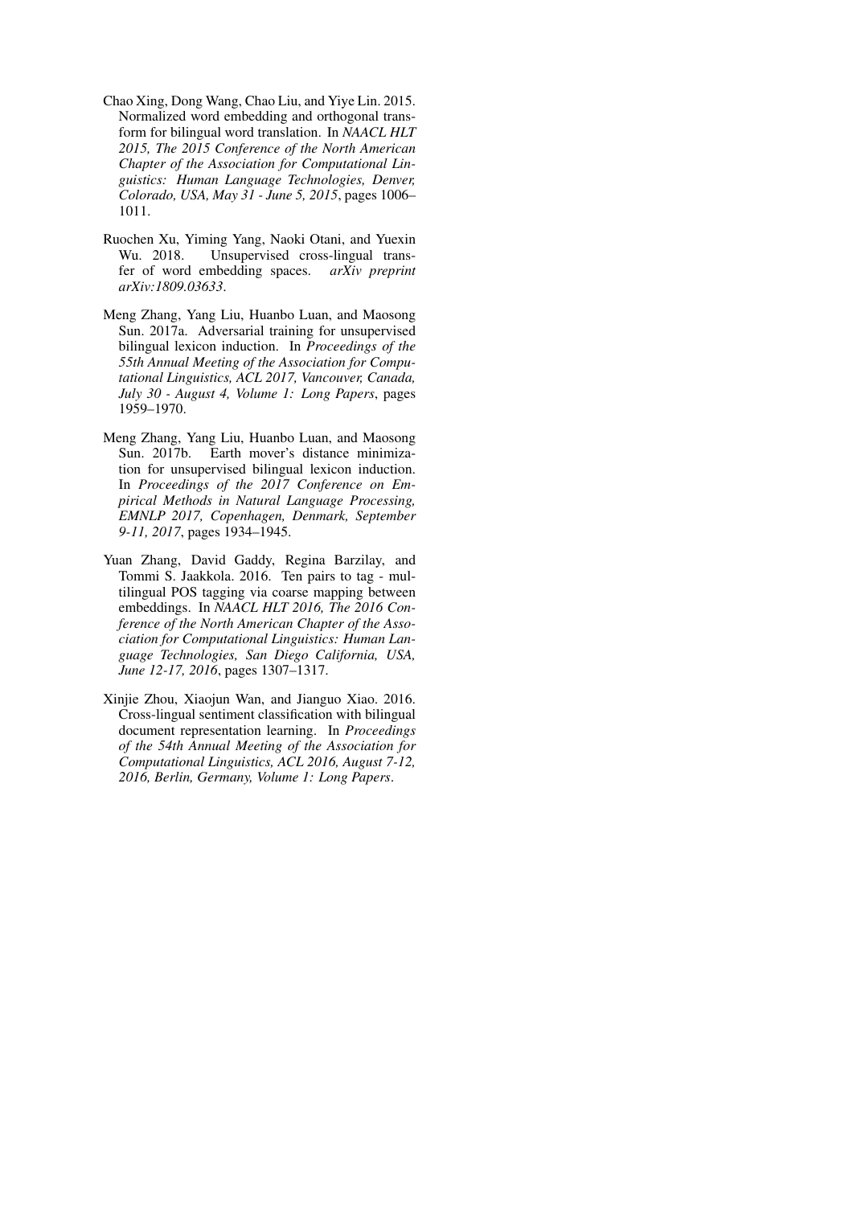Chao Xing, Dong Wang, Chao Liu, and Yiye Lin. 2015. Normalized word embedding and orthogonal transform for bilingual word translation. In *NAACL HLT 2015, The 2015 Conference of the North American Chapter of the Association for Computational Linguistics: Human Language Technologies, Denver, Colorado, USA, May 31 - June 5, 2015*, pages 1006–1011.

Ruochen Xu, Yiming Yang, Naoki Otani, and Yuexin Wu. 2018. Unsupervised cross-lingual transfer of word embedding spaces. *arXiv preprint arXiv:1809.03633*.

Meng Zhang, Yang Liu, Huanbo Luan, and Maosong Sun. 2017a. Adversarial training for unsupervised bilingual lexicon induction. In *Proceedings of the 55th Annual Meeting of the Association for Computational Linguistics, ACL 2017, Vancouver, Canada, July 30 - August 4, Volume 1: Long Papers*, pages 1959–1970.

Meng Zhang, Yang Liu, Huanbo Luan, and Maosong Sun. 2017b. Earth mover's distance minimization for unsupervised bilingual lexicon induction. In *Proceedings of the 2017 Conference on Empirical Methods in Natural Language Processing, EMNLP 2017, Copenhagen, Denmark, September 9-11, 2017*, pages 1934–1945.

Yuan Zhang, David Gaddy, Regina Barzilay, and Tommi S. Jaakkola. 2016. Ten pairs to tag - multilingual POS tagging via coarse mapping between embeddings. In *NAACL HLT 2016, The 2016 Conference of the North American Chapter of the Association for Computational Linguistics: Human Language Technologies, San Diego California, USA, June 12-17, 2016*, pages 1307–1317.

Xinjie Zhou, Xiaojun Wan, and Jianguo Xiao. 2016. Cross-lingual sentiment classification with bilingual document representation learning. In *Proceedings of the 54th Annual Meeting of the Association for Computational Linguistics, ACL 2016, August 7-12, 2016, Berlin, Germany, Volume 1: Long Papers*.